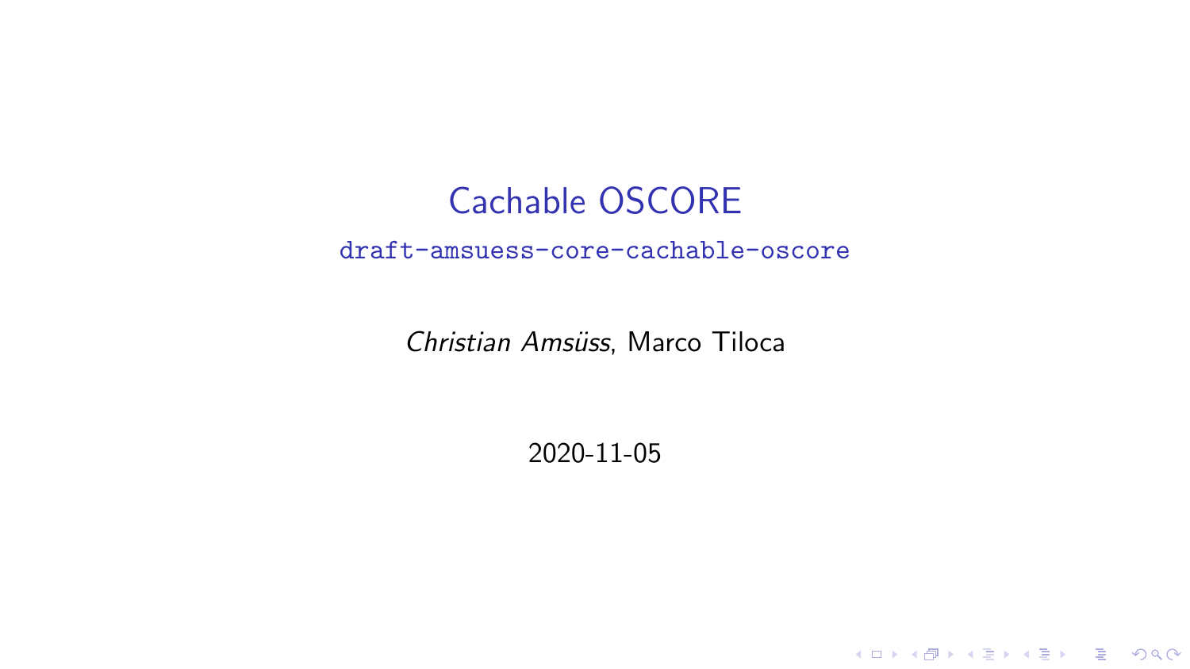# Cachable OSCORE

`draft-amsuess-core-cachable-oscore`

*Christian Amsüss*, Marco Tiloca

2020-11-05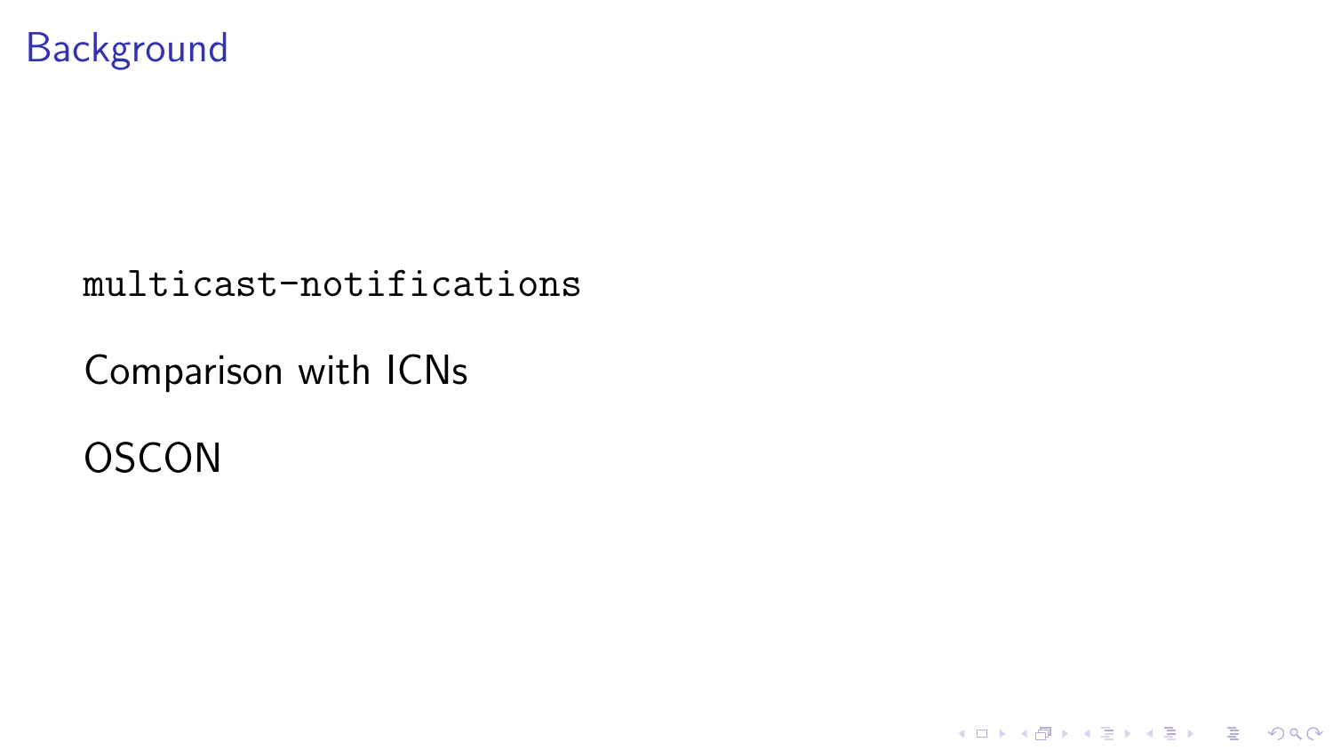# Background

`multicast-notifications`

Comparison with ICNs

OSCON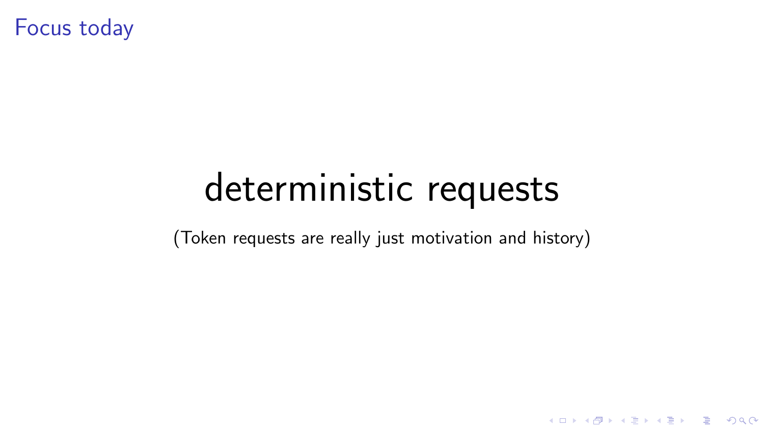# Focus today

deterministic requests

(Token requests are really just motivation and history)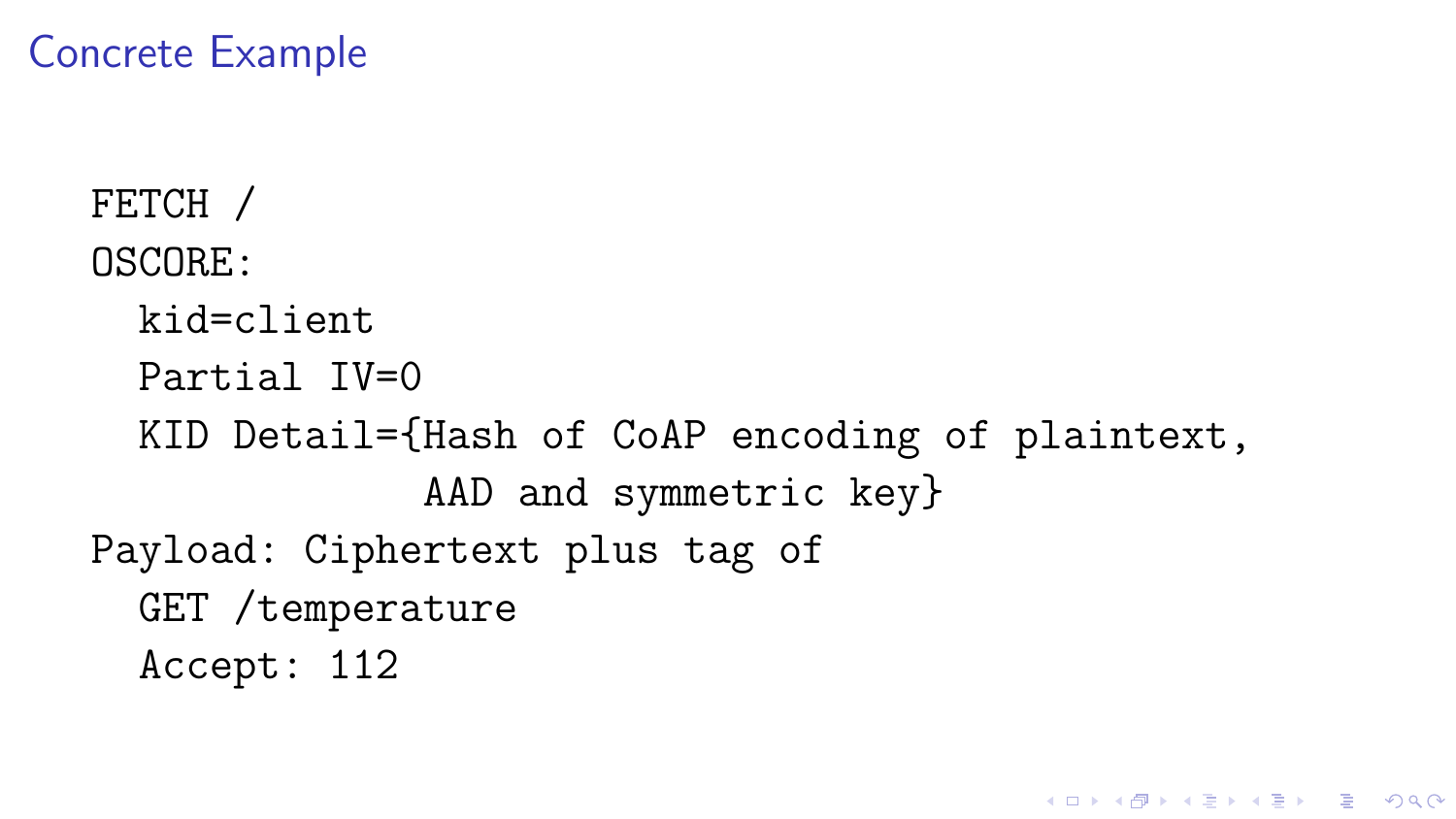# Concrete Example

```
FETCH /
OSCORE:
  kid=client
  Partial IV=0
  KID Detail={Hash of CoAP encoding of plaintext,
              AAD and symmetric key}
Payload: Ciphertext plus tag of
  GET /temperature
  Accept: 112
```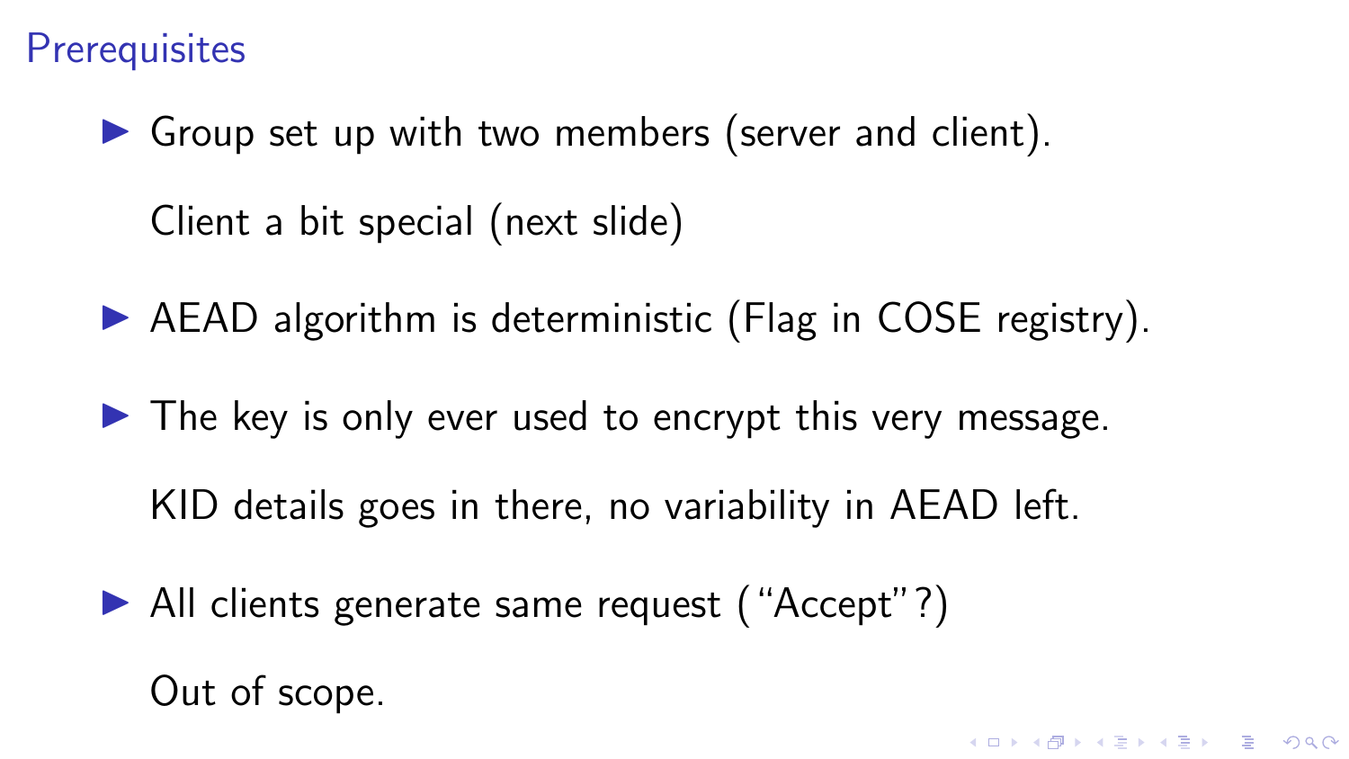## Prerequisites

- Group set up with two members (server and client).

  Client a bit special (next slide)

- AEAD algorithm is deterministic (Flag in COSE registry).

- The key is only ever used to encrypt this very message.

  KID details goes in there, no variability in AEAD left.

- All clients generate same request ("Accept"?)

  Out of scope.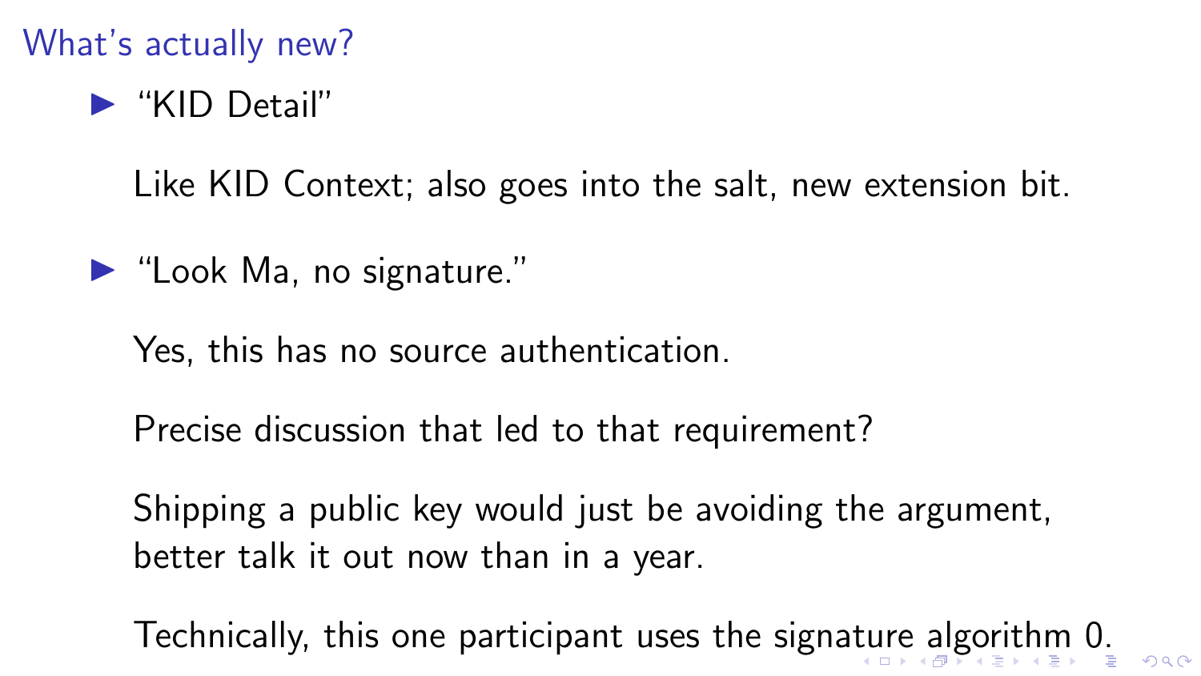## What's actually new?

- "KID Detail"

  Like KID Context; also goes into the salt, new extension bit.

- "Look Ma, no signature."

  Yes, this has no source authentication.

  Precise discussion that led to that requirement?

  Shipping a public key would just be avoiding the argument, better talk it out now than in a year.

  Technically, this one participant uses the signature algorithm 0.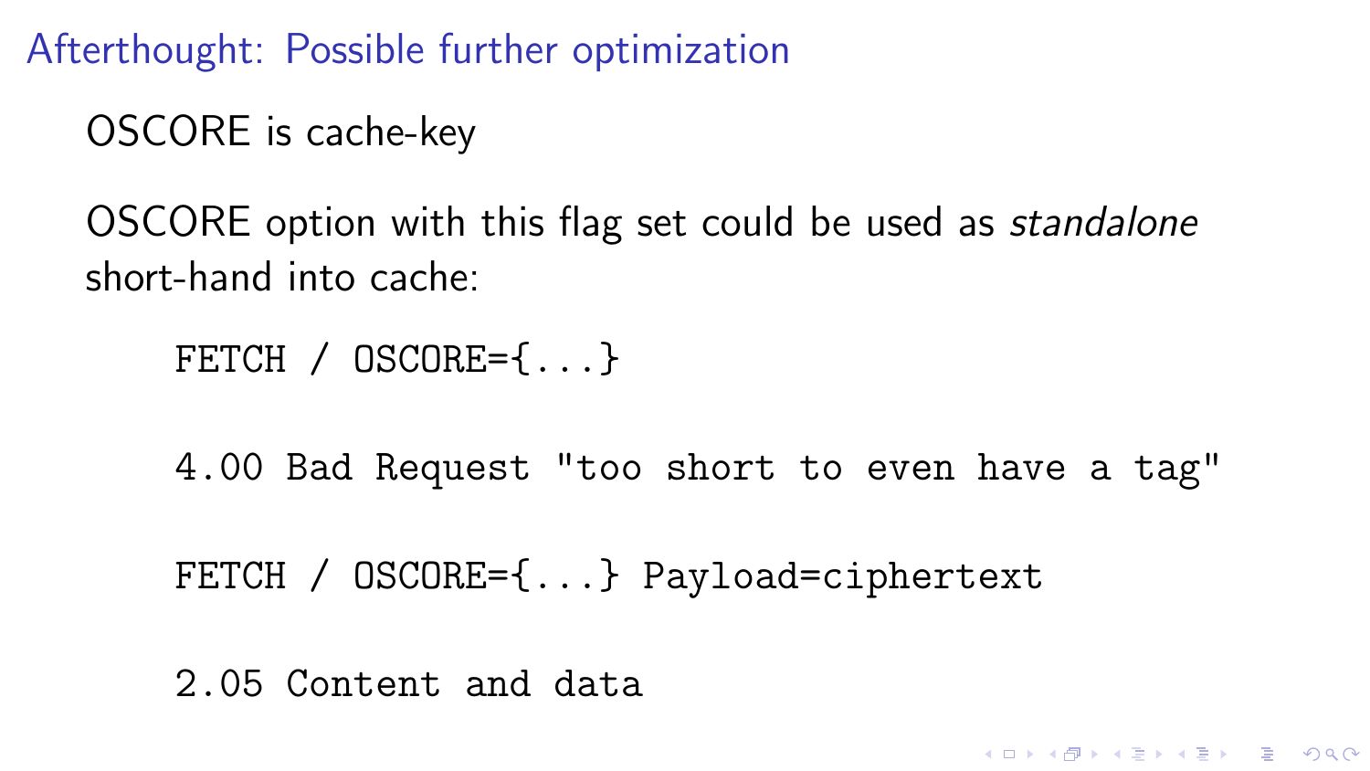## Afterthought: Possible further optimization

OSCORE is cache-key

OSCORE option with this flag set could be used as *standalone* short-hand into cache:

```
FETCH / OSCORE={...}

4.00 Bad Request "too short to even have a tag"

FETCH / OSCORE={...} Payload=ciphertext

2.05 Content and data
```